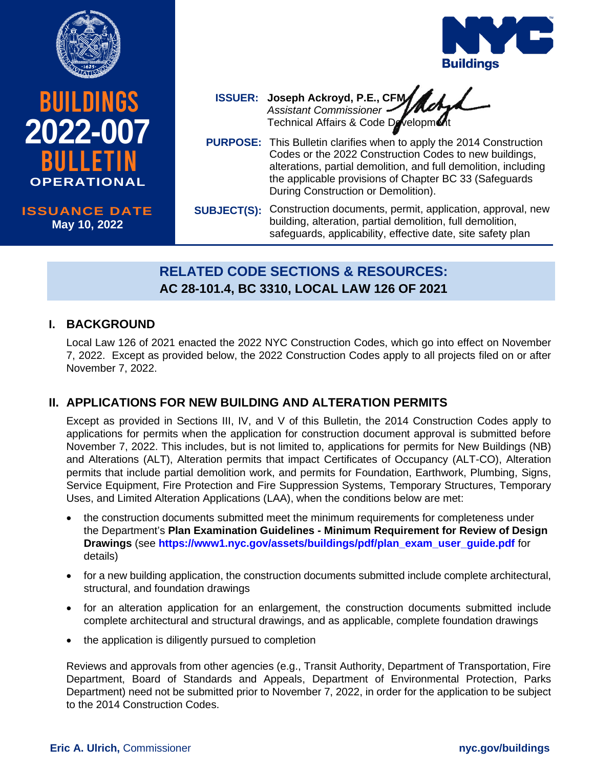# BUILDINGS 2022-007 BULLETIN

**OPERATIONAL**

**ISSUANCE DATE**
**May 10, 2022**

NYC Buildings

**ISSUER:** **Joseph Ackroyd, P.E., CFM**
*Assistant Commissioner*
Technical Affairs & Code Development

**PURPOSE:** This Bulletin clarifies when to apply the 2014 Construction Codes or the 2022 Construction Codes to new buildings, alterations, partial demolition, and full demolition, including the applicable provisions of Chapter BC 33 (Safeguards During Construction or Demolition).

**SUBJECT(S):** Construction documents, permit, application, approval, new building, alteration, partial demolition, full demolition, safeguards, applicability, effective date, site safety plan

## RELATED CODE SECTIONS & RESOURCES:

**AC 28-101.4, BC 3310, LOCAL LAW 126 OF 2021**

## I. BACKGROUND

Local Law 126 of 2021 enacted the 2022 NYC Construction Codes, which go into effect on November 7, 2022. Except as provided below, the 2022 Construction Codes apply to all projects filed on or after November 7, 2022.

## II. APPLICATIONS FOR NEW BUILDING AND ALTERATION PERMITS

Except as provided in Sections III, IV, and V of this Bulletin, the 2014 Construction Codes apply to applications for permits when the application for construction document approval is submitted before November 7, 2022. This includes, but is not limited to, applications for permits for New Buildings (NB) and Alterations (ALT), Alteration permits that impact Certificates of Occupancy (ALT-CO), Alteration permits that include partial demolition work, and permits for Foundation, Earthwork, Plumbing, Signs, Service Equipment, Fire Protection and Fire Suppression Systems, Temporary Structures, Temporary Uses, and Limited Alteration Applications (LAA), when the conditions below are met:

- the construction documents submitted meet the minimum requirements for completeness under the Department's **Plan Examination Guidelines - Minimum Requirement for Review of Design Drawings** (see **https://www1.nyc.gov/assets/buildings/pdf/plan_exam_user_guide.pdf** for details)
- for a new building application, the construction documents submitted include complete architectural, structural, and foundation drawings
- for an alteration application for an enlargement, the construction documents submitted include complete architectural and structural drawings, and as applicable, complete foundation drawings
- the application is diligently pursued to completion

Reviews and approvals from other agencies (e.g., Transit Authority, Department of Transportation, Fire Department, Board of Standards and Appeals, Department of Environmental Protection, Parks Department) need not be submitted prior to November 7, 2022, in order for the application to be subject to the 2014 Construction Codes.

**Eric A. Ulrich,** Commissioner

**nyc.gov/buildings**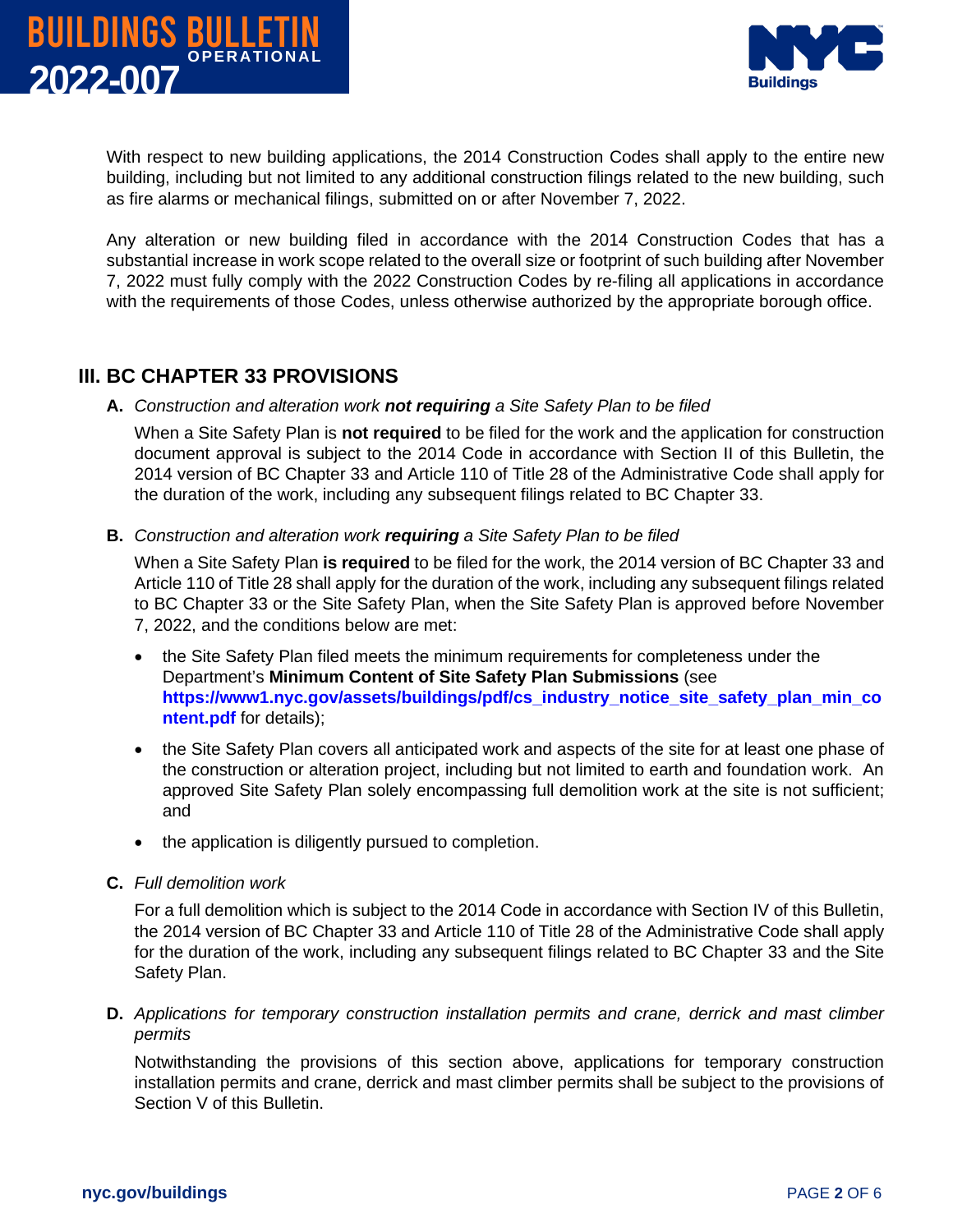With respect to new building applications, the 2014 Construction Codes shall apply to the entire new building, including but not limited to any additional construction filings related to the new building, such as fire alarms or mechanical filings, submitted on or after November 7, 2022.

Any alteration or new building filed in accordance with the 2014 Construction Codes that has a substantial increase in work scope related to the overall size or footprint of such building after November 7, 2022 must fully comply with the 2022 Construction Codes by re-filing all applications in accordance with the requirements of those Codes, unless otherwise authorized by the appropriate borough office.

## III. BC CHAPTER 33 PROVISIONS

**A.** *Construction and alteration work **not requiring** a Site Safety Plan to be filed*

When a Site Safety Plan is **not required** to be filed for the work and the application for construction document approval is subject to the 2014 Code in accordance with Section II of this Bulletin, the 2014 version of BC Chapter 33 and Article 110 of Title 28 of the Administrative Code shall apply for the duration of the work, including any subsequent filings related to BC Chapter 33.

**B.** *Construction and alteration work **requiring** a Site Safety Plan to be filed*

When a Site Safety Plan **is required** to be filed for the work, the 2014 version of BC Chapter 33 and Article 110 of Title 28 shall apply for the duration of the work, including any subsequent filings related to BC Chapter 33 or the Site Safety Plan, when the Site Safety Plan is approved before November 7, 2022, and the conditions below are met:

- the Site Safety Plan filed meets the minimum requirements for completeness under the Department's **Minimum Content of Site Safety Plan Submissions** (see **https://www1.nyc.gov/assets/buildings/pdf/cs_industry_notice_site_safety_plan_min_content.pdf** for details);
- the Site Safety Plan covers all anticipated work and aspects of the site for at least one phase of the construction or alteration project, including but not limited to earth and foundation work. An approved Site Safety Plan solely encompassing full demolition work at the site is not sufficient; and
- the application is diligently pursued to completion.

**C.** *Full demolition work*

For a full demolition which is subject to the 2014 Code in accordance with Section IV of this Bulletin, the 2014 version of BC Chapter 33 and Article 110 of Title 28 of the Administrative Code shall apply for the duration of the work, including any subsequent filings related to BC Chapter 33 and the Site Safety Plan.

**D.** *Applications for temporary construction installation permits and crane, derrick and mast climber permits*

Notwithstanding the provisions of this section above, applications for temporary construction installation permits and crane, derrick and mast climber permits shall be subject to the provisions of Section V of this Bulletin.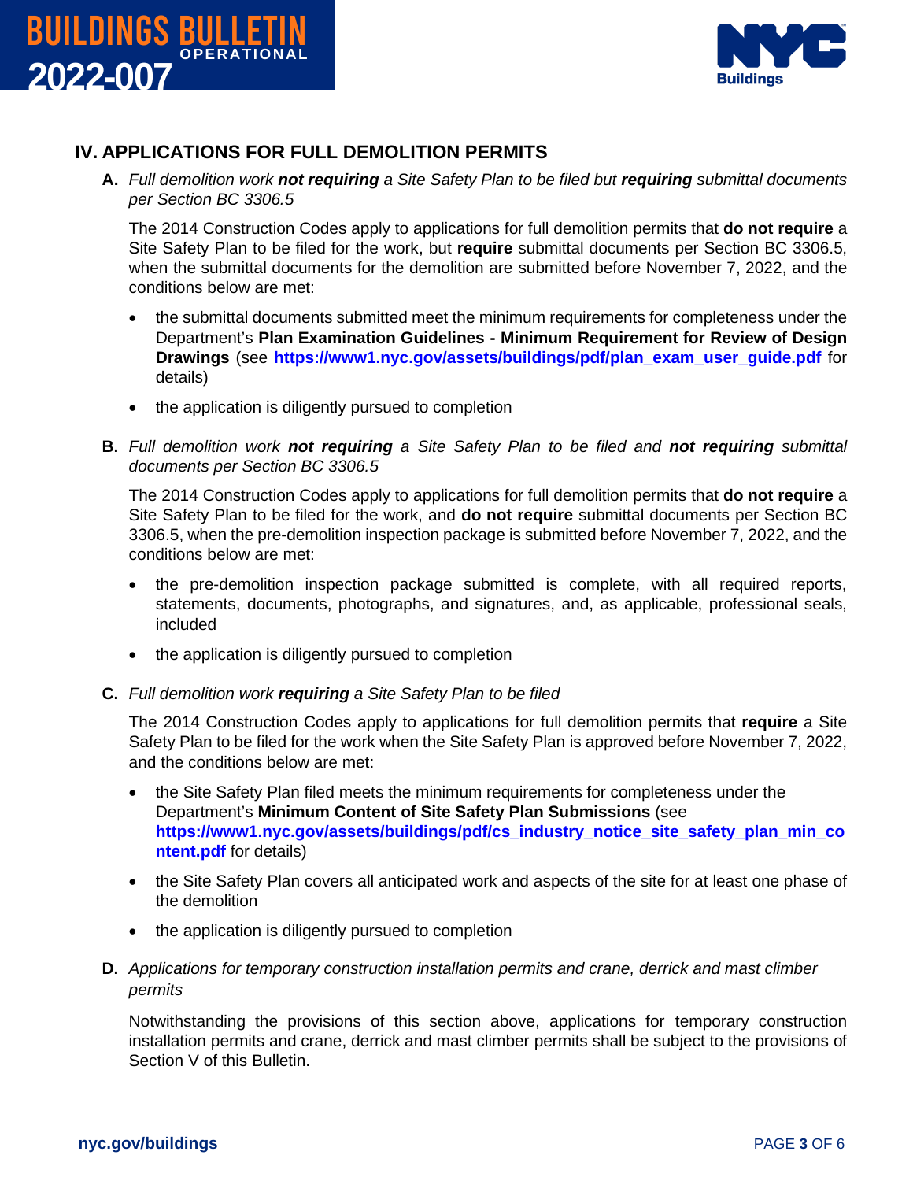## IV. APPLICATIONS FOR FULL DEMOLITION PERMITS

**A.** *Full demolition work* ***not requiring*** *a Site Safety Plan to be filed but* ***requiring*** *submittal documents per Section BC 3306.5*

The 2014 Construction Codes apply to applications for full demolition permits that **do not require** a Site Safety Plan to be filed for the work, but **require** submittal documents per Section BC 3306.5, when the submittal documents for the demolition are submitted before November 7, 2022, and the conditions below are met:

- the submittal documents submitted meet the minimum requirements for completeness under the Department's **Plan Examination Guidelines - Minimum Requirement for Review of Design Drawings** (see **https://www1.nyc.gov/assets/buildings/pdf/plan_exam_user_guide.pdf** for details)
- the application is diligently pursued to completion

**B.** *Full demolition work* ***not requiring*** *a Site Safety Plan to be filed and* ***not requiring*** *submittal documents per Section BC 3306.5*

The 2014 Construction Codes apply to applications for full demolition permits that **do not require** a Site Safety Plan to be filed for the work, and **do not require** submittal documents per Section BC 3306.5, when the pre-demolition inspection package is submitted before November 7, 2022, and the conditions below are met:

- the pre-demolition inspection package submitted is complete, with all required reports, statements, documents, photographs, and signatures, and, as applicable, professional seals, included
- the application is diligently pursued to completion

**C.** *Full demolition work* ***requiring*** *a Site Safety Plan to be filed*

The 2014 Construction Codes apply to applications for full demolition permits that **require** a Site Safety Plan to be filed for the work when the Site Safety Plan is approved before November 7, 2022, and the conditions below are met:

- the Site Safety Plan filed meets the minimum requirements for completeness under the Department's **Minimum Content of Site Safety Plan Submissions** (see **https://www1.nyc.gov/assets/buildings/pdf/cs_industry_notice_site_safety_plan_min_content.pdf** for details)
- the Site Safety Plan covers all anticipated work and aspects of the site for at least one phase of the demolition
- the application is diligently pursued to completion

**D.** *Applications for temporary construction installation permits and crane, derrick and mast climber permits*

Notwithstanding the provisions of this section above, applications for temporary construction installation permits and crane, derrick and mast climber permits shall be subject to the provisions of Section V of this Bulletin.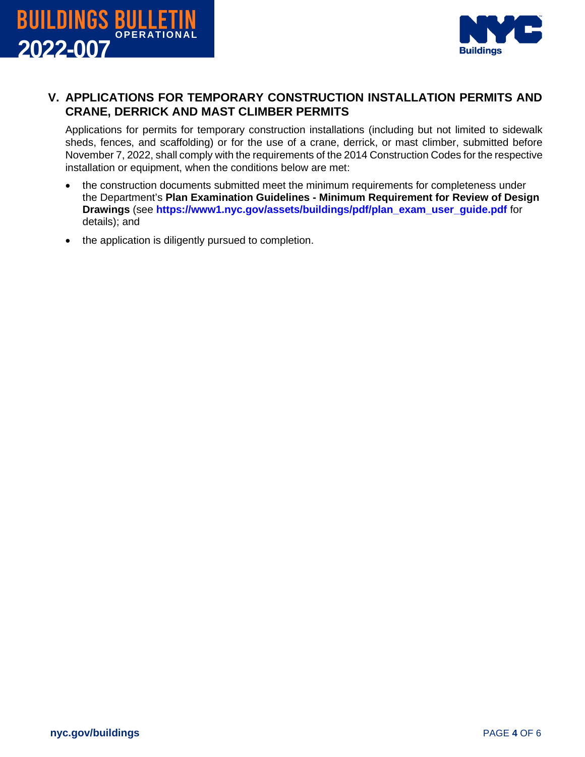## V. APPLICATIONS FOR TEMPORARY CONSTRUCTION INSTALLATION PERMITS AND CRANE, DERRICK AND MAST CLIMBER PERMITS

Applications for permits for temporary construction installations (including but not limited to sidewalk sheds, fences, and scaffolding) or for the use of a crane, derrick, or mast climber, submitted before November 7, 2022, shall comply with the requirements of the 2014 Construction Codes for the respective installation or equipment, when the conditions below are met:

- the construction documents submitted meet the minimum requirements for completeness under the Department's **Plan Examination Guidelines - Minimum Requirement for Review of Design Drawings** (see **https://www1.nyc.gov/assets/buildings/pdf/plan_exam_user_guide.pdf** for details); and
- the application is diligently pursued to completion.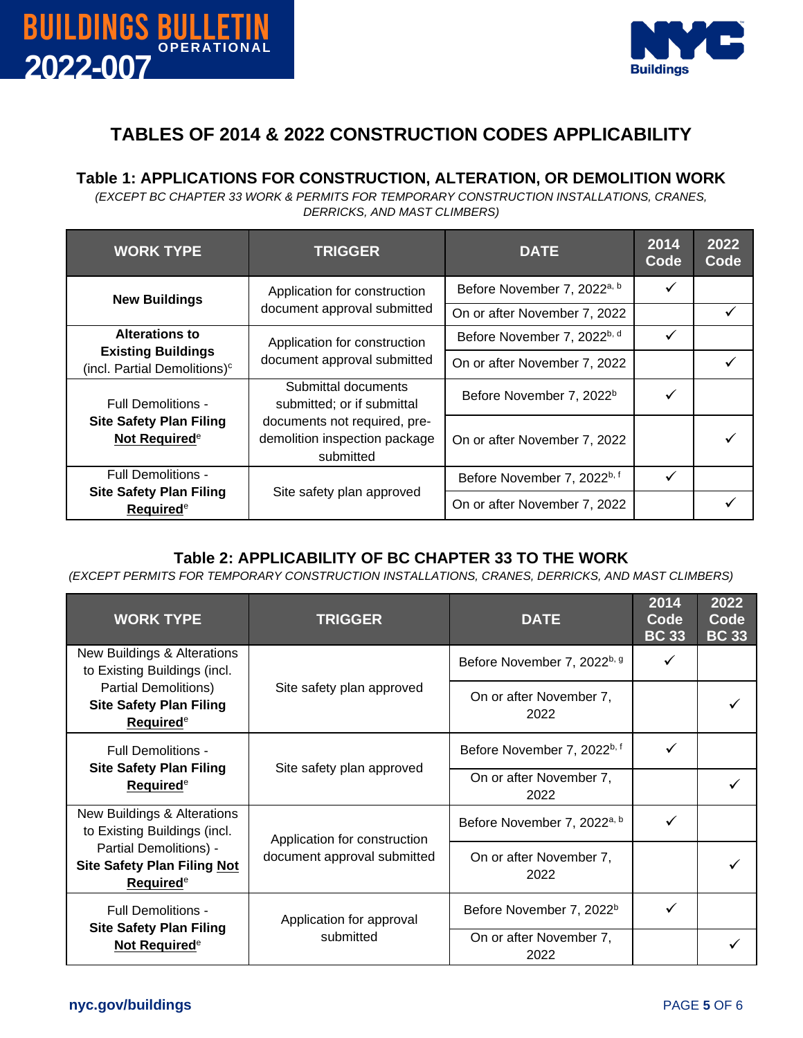# TABLES OF 2014 & 2022 CONSTRUCTION CODES APPLICABILITY

## Table 1: APPLICATIONS FOR CONSTRUCTION, ALTERATION, OR DEMOLITION WORK

*(EXCEPT BC CHAPTER 33 WORK & PERMITS FOR TEMPORARY CONSTRUCTION INSTALLATIONS, CRANES, DERRICKS, AND MAST CLIMBERS)*

| WORK TYPE | TRIGGER | DATE | 2014 Code | 2022 Code |
|---|---|---|---|---|
| **New Buildings** | Application for construction document approval submitted | Before November 7, 2022[a, b] | ✓ | |
| | | On or after November 7, 2022 | | ✓ |
| **Alterations to Existing Buildings** (incl. Partial Demolitions)[c] | Application for construction document approval submitted | Before November 7, 2022[b, d] | ✓ | |
| | | On or after November 7, 2022 | | ✓ |
| Full Demolitions - **Site Safety Plan Filing Not Required**[e] | Submittal documents submitted; or if submittal documents not required, pre-demolition inspection package submitted | Before November 7, 2022[b] | ✓ | |
| | | On or after November 7, 2022 | | ✓ |
| Full Demolitions - **Site Safety Plan Filing Required**[e] | Site safety plan approved | Before November 7, 2022[b, f] | ✓ | |
| | | On or after November 7, 2022 | | ✓ |

## Table 2: APPLICABILITY OF BC CHAPTER 33 TO THE WORK

*(EXCEPT PERMITS FOR TEMPORARY CONSTRUCTION INSTALLATIONS, CRANES, DERRICKS, AND MAST CLIMBERS)*

| WORK TYPE | TRIGGER | DATE | 2014 Code BC 33 | 2022 Code BC 33 |
|---|---|---|---|---|
| New Buildings & Alterations to Existing Buildings (incl. Partial Demolitions) **Site Safety Plan Filing Required**[e] | Site safety plan approved | Before November 7, 2022[b, g] | ✓ | |
| | | On or after November 7, 2022 | | ✓ |
| Full Demolitions - **Site Safety Plan Filing Required**[e] | Site safety plan approved | Before November 7, 2022[b, f] | ✓ | |
| | | On or after November 7, 2022 | | ✓ |
| New Buildings & Alterations to Existing Buildings (incl. Partial Demolitions) - **Site Safety Plan Filing Not Required**[e] | Application for construction document approval submitted | Before November 7, 2022[a, b] | ✓ | |
| | | On or after November 7, 2022 | | ✓ |
| Full Demolitions - **Site Safety Plan Filing Not Required**[e] | Application for approval submitted | Before November 7, 2022[b] | ✓ | |
| | | On or after November 7, 2022 | | ✓ |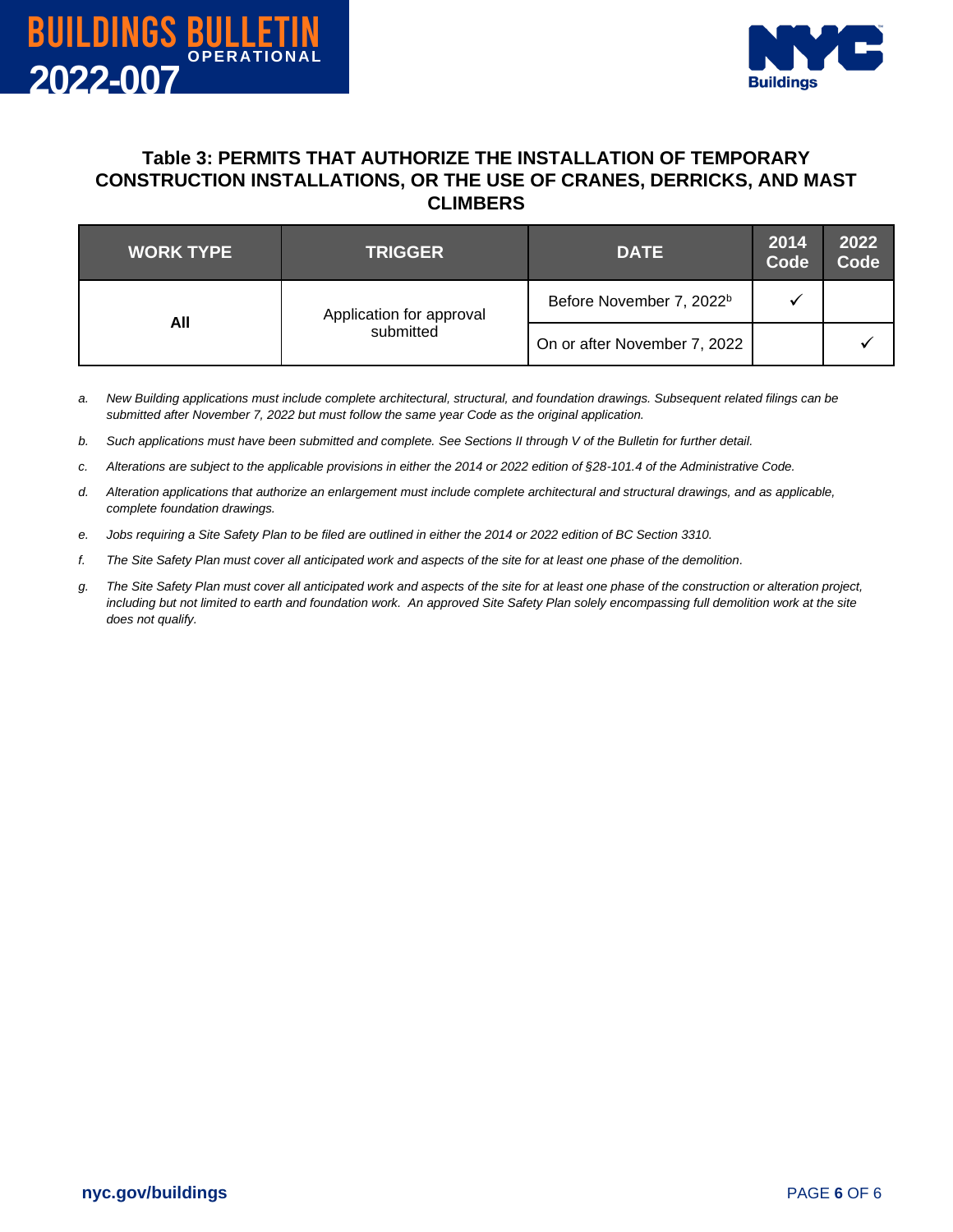### Table 3: PERMITS THAT AUTHORIZE THE INSTALLATION OF TEMPORARY CONSTRUCTION INSTALLATIONS, OR THE USE OF CRANES, DERRICKS, AND MAST CLIMBERS

| WORK TYPE | TRIGGER | DATE | 2014 Code | 2022 Code |
|---|---|---|---|---|
| **All** | Application for approval submitted | Before November 7, 2022[b] | ✓ | |
| | | On or after November 7, 2022 | | ✓ |

a. *New Building applications must include complete architectural, structural, and foundation drawings. Subsequent related filings can be submitted after November 7, 2022 but must follow the same year Code as the original application.*

b. *Such applications must have been submitted and complete. See Sections II through V of the Bulletin for further detail.*

c. *Alterations are subject to the applicable provisions in either the 2014 or 2022 edition of §28-101.4 of the Administrative Code.*

d. *Alteration applications that authorize an enlargement must include complete architectural and structural drawings, and as applicable, complete foundation drawings.*

e. *Jobs requiring a Site Safety Plan to be filed are outlined in either the 2014 or 2022 edition of BC Section 3310.*

f. *The Site Safety Plan must cover all anticipated work and aspects of the site for at least one phase of the demolition.*

g. *The Site Safety Plan must cover all anticipated work and aspects of the site for at least one phase of the construction or alteration project, including but not limited to earth and foundation work. An approved Site Safety Plan solely encompassing full demolition work at the site does not qualify.*